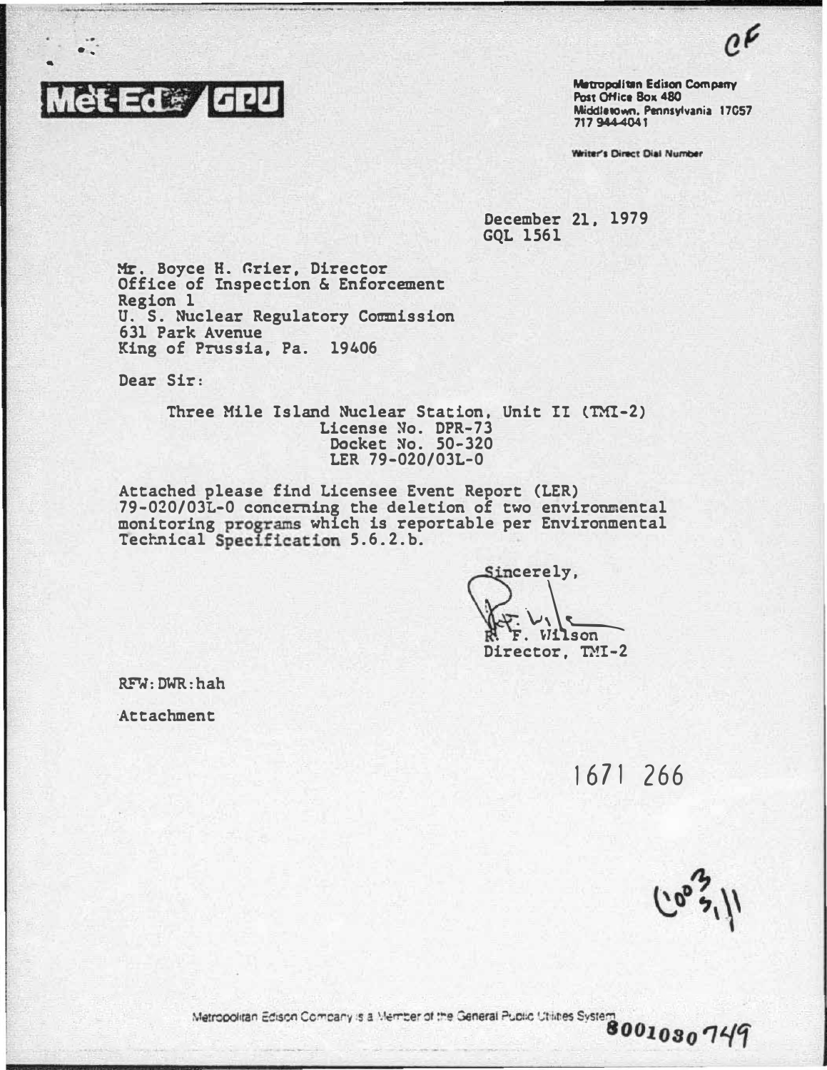CF

Met-Ed GPU

Metropolitan Edison Company
Post Office Box 480
Middletown, Pennsylvania 17057
717 944-4041

Writer's Direct Dial Number

December 21, 1979
GQL 1561

Mr. Boyce H. Grier, Director
Office of Inspection & Enforcement
Region 1
U. S. Nuclear Regulatory Commission
631 Park Avenue
King of Prussia, Pa. 19406

Dear Sir:

Three Mile Island Nuclear Station, Unit II (TMI-2)
License No. DPR-73
Docket No. 50-320
LER 79-020/03L-0

Attached please find Licensee Event Report (LER) 79-020/03L-0 concerning the deletion of two environmental monitoring programs which is reportable per Environmental Technical Specification 5.6.2.b.

Sincerely,

R. F. Wilson
Director, TMI-2

RFW:DWR:hah

Attachment

1671 266

Metropolitan Edison Company is a Member of the General Public Utilities System

8001030749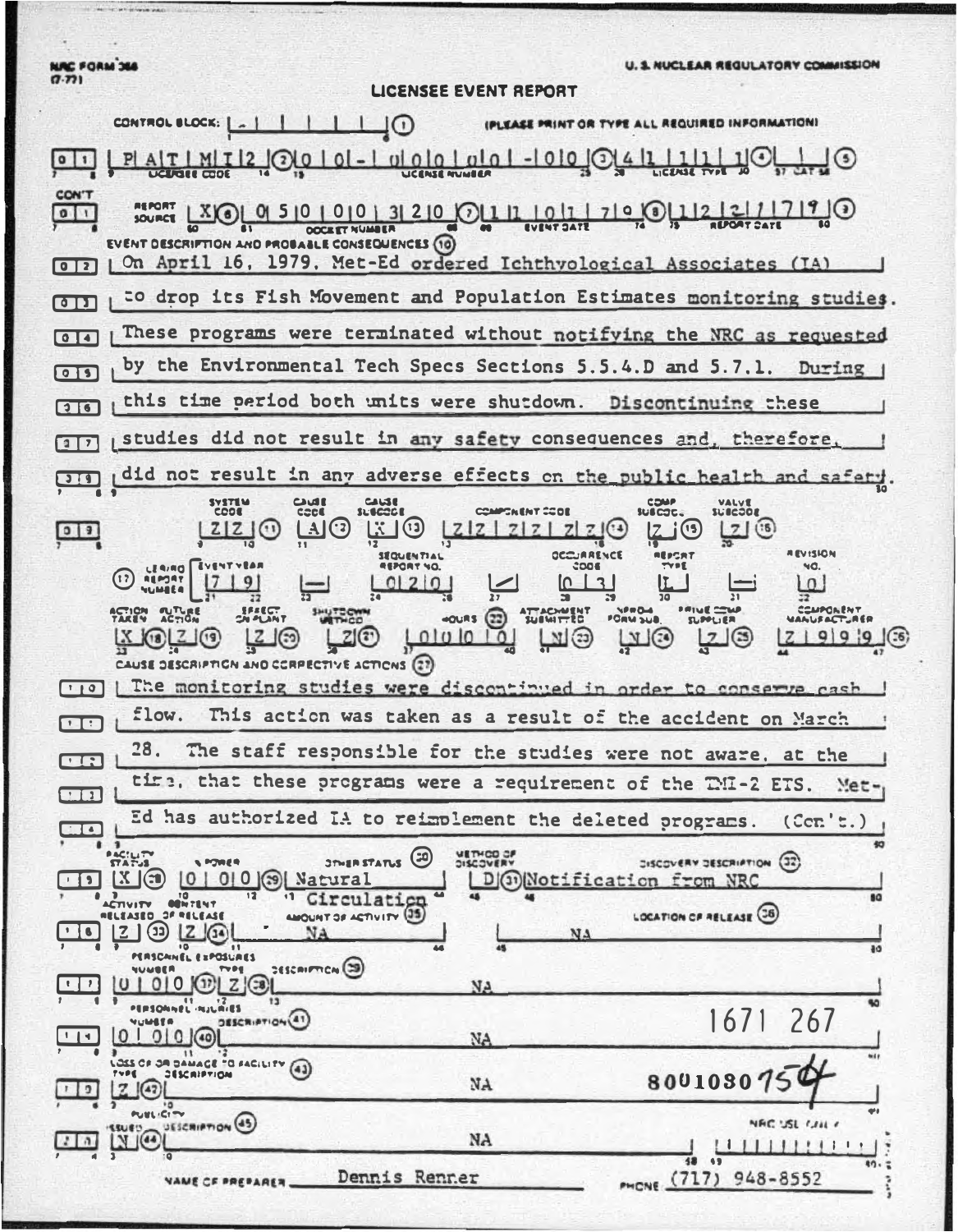NRC FORM 366 (7-77)

U. S. NUCLEAR REGULATORY COMMISSION

# LICENSEE EVENT REPORT

CONTROL BLOCK: | - | | | | | | (1) (PLEASE PRINT OR TYPE ALL REQUIRED INFORMATION)

| | |
|---|---|
| 0 1 | P A T M I 2 (2) LICENSEE CODE · 0 0 - 0 0 0 0 0 - 0 0 (3) LICENSE NUMBER · 4 1 1 1 1 (4) LICENSE TYPE · (5) CAT |
| CON'T 0 1 | REPORT SOURCE X (6) · 0 5 0 0 0 3 2 0 (7) DOCKET NUMBER · 1 1 0 1 7 9 (8) EVENT DATE · 1 2 2 7 7 9 (9) REPORT DATE |

EVENT DESCRIPTION AND PROBABLE CONSEQUENCES (10)

| | |
|---|---|
| 0 2 | On April 16, 1979, Met-Ed ordered Ichthyological Associates (IA) |
| 0 3 | to drop its Fish Movement and Population Estimates monitoring studies. |
| 0 4 | These programs were terminated without notifying the NRC as requested |
| 0 5 | by the Environmental Tech Specs Sections 5.5.4.D and 5.7.1. During |
| 0 6 | this time period both units were shutdown. Discontinuing these |
| 0 7 | studies did not result in any safety consequences and, therefore, |
| 0 8 | did not result in any adverse effects on the public health and safety. |

| | SYSTEM CODE | CAUSE CODE | CAUSE SUBCODE | COMPONENT CODE | COMP. SUBCODE | VALVE SUBCODE |
|---|---|---|---|---|---|---|
| 0 9 | Z Z (11) | A (12) | X (13) | Z Z Z Z Z Z (14) | Z (15) | Z (16) |

| (17) LER/RO REPORT NUMBER | EVENT YEAR | | SEQUENTIAL REPORT NO. | | OCCURRENCE CODE | REPORT TYPE | | REVISION NO. |
|---|---|---|---|---|---|---|---|---|
| | 7 9 | — | 0 2 0 | / | 0 3 | L | — | 0 |

| ACTION TAKEN | FUTURE ACTION | EFFECT ON PLANT | SHUTDOWN METHOD | HOURS (22) | ATTACHMENT SUBMITTED | NPRD-4 FORM SUB. | PRIME COMP. SUPPLIER | COMPONENT MANUFACTURER |
|---|---|---|---|---|---|---|---|---|
| X (18) | Z (19) | Z (20) | Z (21) | 0 0 0 0 | N (23) | N (24) | Z (25) | Z 9 9 9 (26) |

CAUSE DESCRIPTION AND CORRECTIVE ACTIONS (27)

| | |
|---|---|
| 1 0 | The monitoring studies were discontinued in order to conserve cash |
| 1 1 | flow. This action was taken as a result of the accident on March |
| 1 2 | 28. The staff responsible for the studies were not aware, at the |
| 1 3 | time, that these programs were a requirement of the TMI-2 ETS. Met- |
| 1 4 | Ed has authorized IA to reimplement the deleted programs. (Con't.) |

| | FACILITY STATUS | % POWER | OTHER STATUS (30) | METHOD OF DISCOVERY | DISCOVERY DESCRIPTION (32) |
|---|---|---|---|---|---|
| 1 5 | X (28) | 0 0 0 (29) | Natural Circulation | D (31) | Notification from NRC |

| | ACTIVITY CONTENT RELEASED | OF RELEASE | AMOUNT OF ACTIVITY (35) | LOCATION OF RELEASE (36) |
|---|---|---|---|---|
| 1 6 | Z (33) | Z (34) | NA | NA |

PERSONNEL EXPOSURES

| | NUMBER | TYPE | DESCRIPTION (39) |
|---|---|---|---|
| 1 7 | 0 0 0 (37) | Z (38) | NA |

PERSONNEL INJURIES

| | NUMBER | DESCRIPTION (41) |
|---|---|---|
| 1 8 | 0 0 0 (40) | NA |

1671 267

LOSS OF OR DAMAGE TO FACILITY (43)

| | TYPE | DESCRIPTION |
|---|---|---|
| 1 9 | Z (42) | NA |

8001030754

PUBLICITY

| | ISSUED | DESCRIPTION (45) |
|---|---|---|
| 2 0 | N (44) | NA |

NRC USE ONLY

NAME OF PREPARER Dennis Renner PHONE (717) 948-8552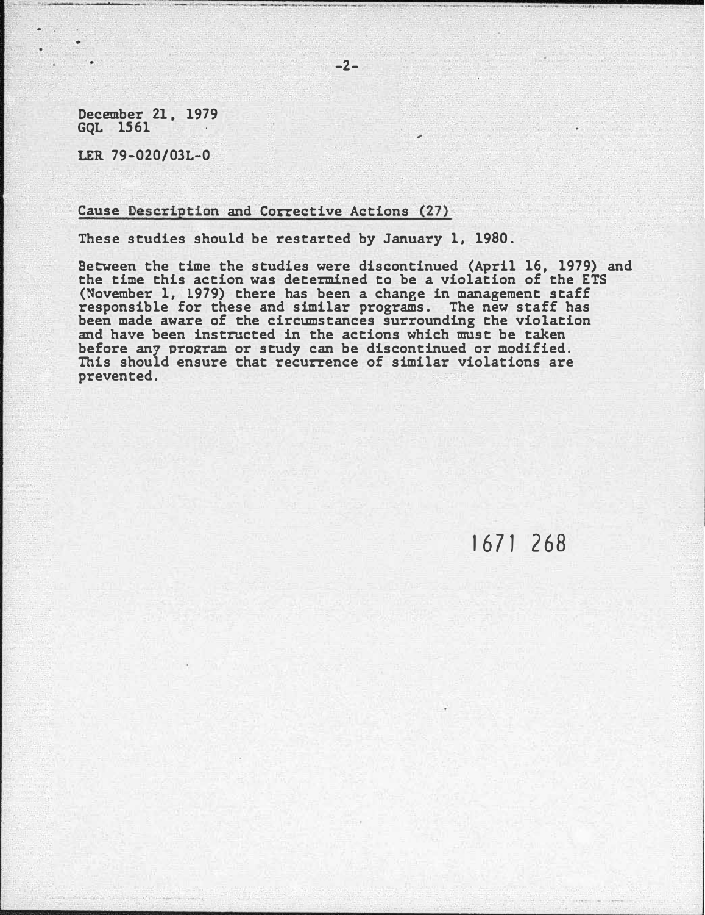December 21, 1979
GQL 1561

LER 79-020/03L-0

## Cause Description and Corrective Actions (27)

These studies should be restarted by January 1, 1980.

Between the time the studies were discontinued (April 16, 1979) and the time this action was determined to be a violation of the ETS (November 1, 1979) there has been a change in management staff responsible for these and similar programs. The new staff has been made aware of the circumstances surrounding the violation and have been instructed in the actions which must be taken before any program or study can be discontinued or modified. This should ensure that recurrence of similar violations are prevented.

1671 268